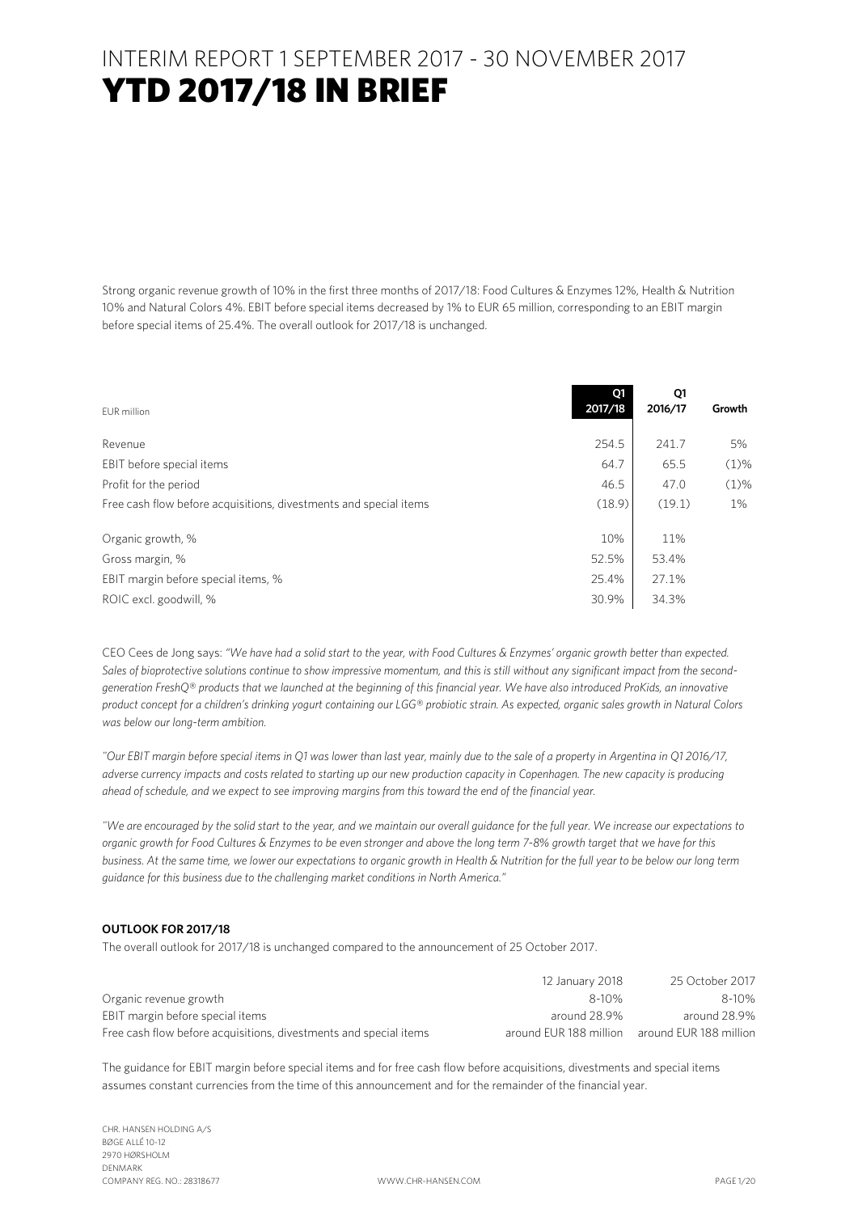# INTERIM REPORT 1 SEPTEMBER 2017 - 30 NOVEMBER 2017

# YTD 2017/18 IN BRIEF

Strong organic revenue growth of 10% in the first three months of 2017/18: Food Cultures & Enzymes 12%, Health & Nutrition 10% and Natural Colors 4%. EBIT before special items decreased by 1% to EUR 65 million, corresponding to an EBIT margin before special items of 25.4%. The overall outlook for 2017/18 is unchanged.

| EUR million | Q1 2017/18 | Q1 2016/17 | Growth |
|---|---|---|---|
| Revenue | 254.5 | 241.7 | 5% |
| EBIT before special items | 64.7 | 65.5 | (1)% |
| Profit for the period | 46.5 | 47.0 | (1)% |
| Free cash flow before acquisitions, divestments and special items | (18.9) | (19.1) | 1% |
| Organic growth, % | 10% | 11% | |
| Gross margin, % | 52.5% | 53.4% | |
| EBIT margin before special items, % | 25.4% | 27.1% | |
| ROIC excl. goodwill, % | 30.9% | 34.3% | |

CEO Cees de Jong says: *"We have had a solid start to the year, with Food Cultures & Enzymes' organic growth better than expected. Sales of bioprotective solutions continue to show impressive momentum, and this is still without any significant impact from the second-generation FreshQ® products that we launched at the beginning of this financial year. We have also introduced ProKids, an innovative product concept for a children's drinking yogurt containing our LGG® probiotic strain. As expected, organic sales growth in Natural Colors was below our long-term ambition.*

*"Our EBIT margin before special items in Q1 was lower than last year, mainly due to the sale of a property in Argentina in Q1 2016/17, adverse currency impacts and costs related to starting up our new production capacity in Copenhagen. The new capacity is producing ahead of schedule, and we expect to see improving margins from this toward the end of the financial year.*

*"We are encouraged by the solid start to the year, and we maintain our overall guidance for the full year. We increase our expectations to organic growth for Food Cultures & Enzymes to be even stronger and above the long term 7-8% growth target that we have for this business. At the same time, we lower our expectations to organic growth in Health & Nutrition for the full year to be below our long term guidance for this business due to the challenging market conditions in North America."*

**OUTLOOK FOR 2017/18**

The overall outlook for 2017/18 is unchanged compared to the announcement of 25 October 2017.

| | 12 January 2018 | 25 October 2017 |
|---|---|---|
| Organic revenue growth | 8-10% | 8-10% |
| EBIT margin before special items | around 28.9% | around 28.9% |
| Free cash flow before acquisitions, divestments and special items | around EUR 188 million | around EUR 188 million |

The guidance for EBIT margin before special items and for free cash flow before acquisitions, divestments and special items assumes constant currencies from the time of this announcement and for the remainder of the financial year.

CHR. HANSEN HOLDING A/S
BØGE ALLÉ 10-12
2970 HØRSHOLM
DENMARK
COMPANY REG. NO.: 28318677
WWW.CHR-HANSEN.COM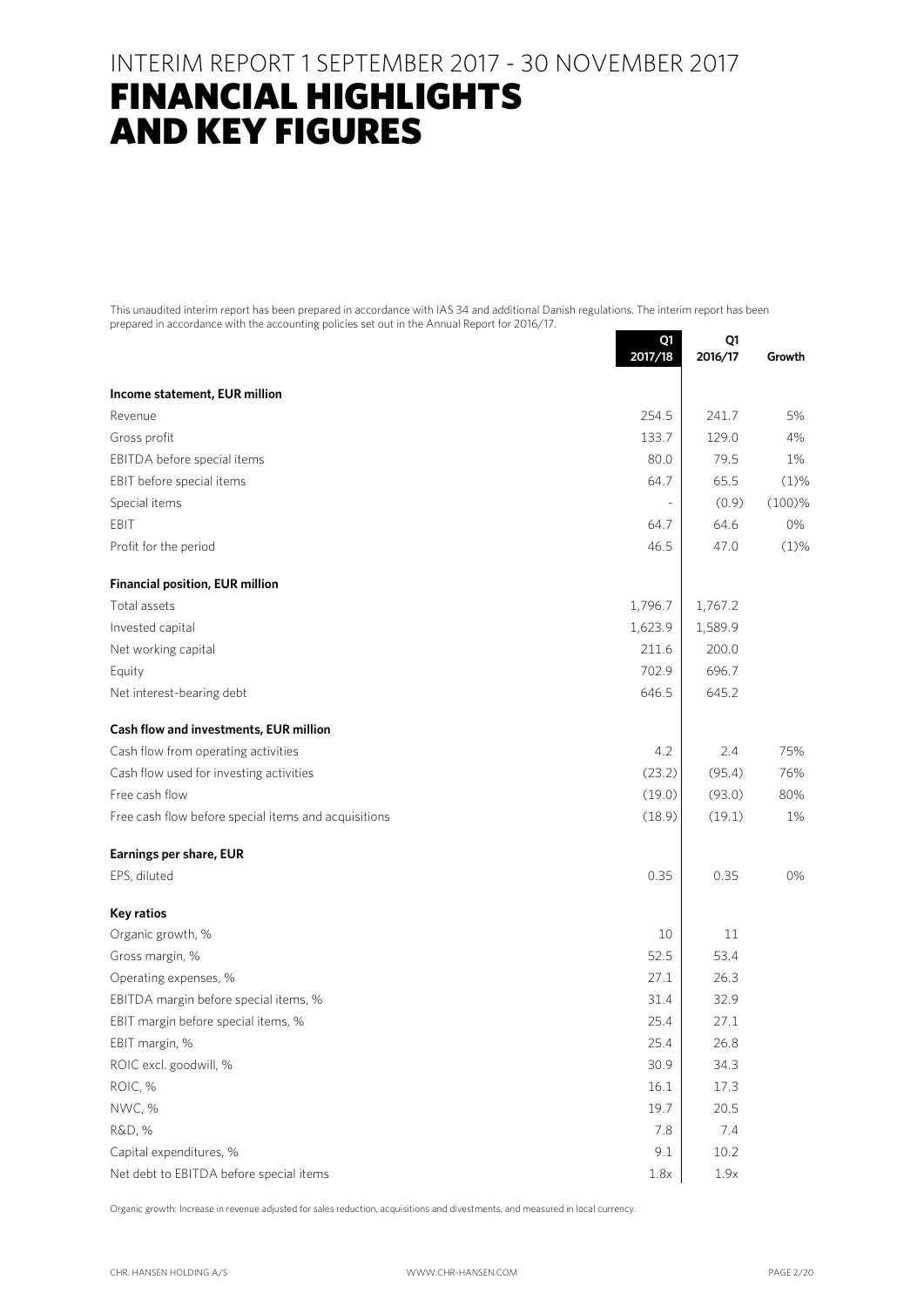# INTERIM REPORT 1 SEPTEMBER 2017 - 30 NOVEMBER 2017

# FINANCIAL HIGHLIGHTS AND KEY FIGURES

This unaudited interim report has been prepared in accordance with IAS 34 and additional Danish regulations. The interim report has been prepared in accordance with the accounting policies set out in the Annual Report for 2016/17.

| | Q1 2017/18 | Q1 2016/17 | Growth |
|---|---|---|---|
| **Income statement, EUR million** | | | |
| Revenue | 254.5 | 241.7 | 5% |
| Gross profit | 133.7 | 129.0 | 4% |
| EBITDA before special items | 80.0 | 79.5 | 1% |
| EBIT before special items | 64.7 | 65.5 | (1)% |
| Special items | - | (0.9) | (100)% |
| EBIT | 64.7 | 64.6 | 0% |
| Profit for the period | 46.5 | 47.0 | (1)% |
| **Financial position, EUR million** | | | |
| Total assets | 1,796.7 | 1,767.2 | |
| Invested capital | 1,623.9 | 1,589.9 | |
| Net working capital | 211.6 | 200.0 | |
| Equity | 702.9 | 696.7 | |
| Net interest-bearing debt | 646.5 | 645.2 | |
| **Cash flow and investments, EUR million** | | | |
| Cash flow from operating activities | 4.2 | 2.4 | 75% |
| Cash flow used for investing activities | (23.2) | (95.4) | 76% |
| Free cash flow | (19.0) | (93.0) | 80% |
| Free cash flow before special items and acquisitions | (18.9) | (19.1) | 1% |
| **Earnings per share, EUR** | | | |
| EPS, diluted | 0.35 | 0.35 | 0% |
| **Key ratios** | | | |
| Organic growth, % | 10 | 11 | |
| Gross margin, % | 52.5 | 53.4 | |
| Operating expenses, % | 27.1 | 26.3 | |
| EBITDA margin before special items, % | 31.4 | 32.9 | |
| EBIT margin before special items, % | 25.4 | 27.1 | |
| EBIT margin, % | 25.4 | 26.8 | |
| ROIC excl. goodwill, % | 30.9 | 34.3 | |
| ROIC, % | 16.1 | 17.3 | |
| NWC, % | 19.7 | 20.5 | |
| R&D, % | 7.8 | 7.4 | |
| Capital expenditures, % | 9.1 | 10.2 | |
| Net debt to EBITDA before special items | 1.8x | 1.9x | |

Organic growth: Increase in revenue adjusted for sales reduction, acquisitions and divestments, and measured in local currency.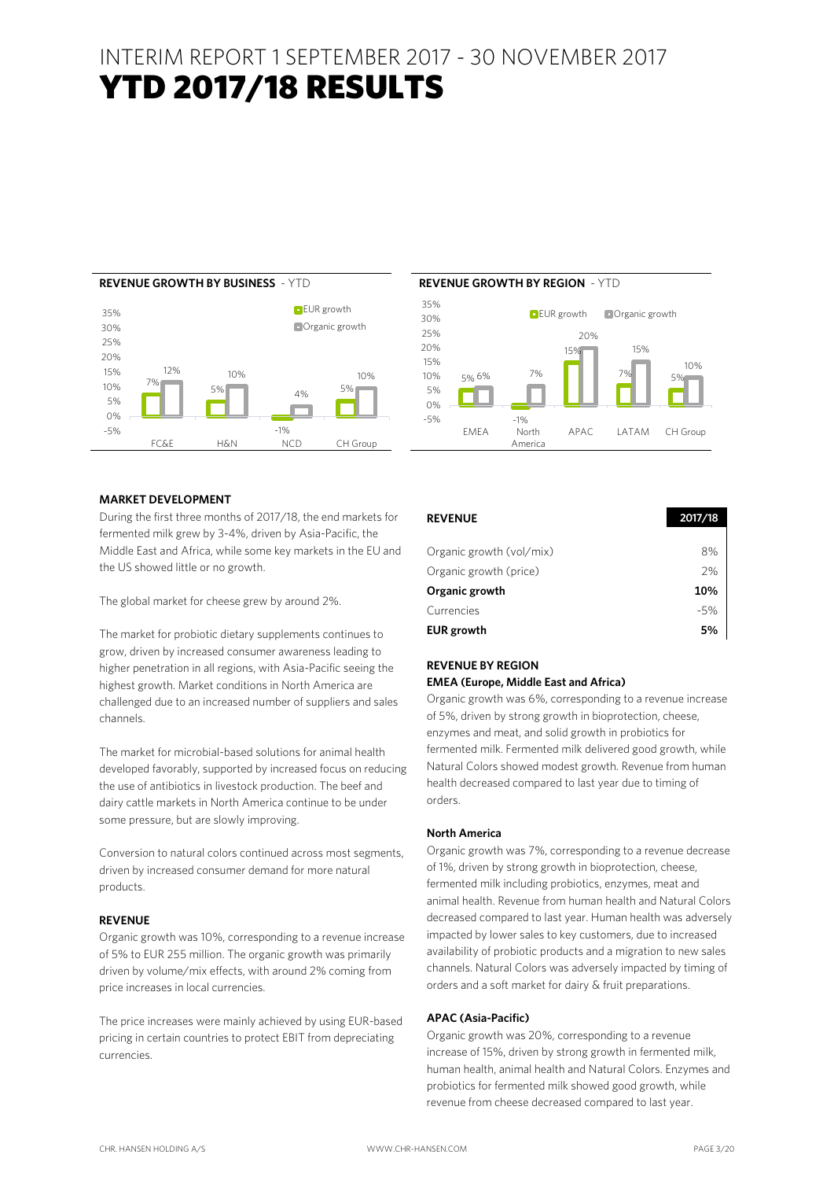# INTERIM REPORT 1 SEPTEMBER 2017 - 30 NOVEMBER 2017

# YTD 2017/18 RESULTS

**REVENUE GROWTH BY BUSINESS** - YTD

| | EUR growth | Organic growth |
|---|---|---|
| FC&E | 7% | 12% |
| H&N | 5% | 10% |
| NCD | -1% | 4% |
| CH Group | 5% | 10% |

**REVENUE GROWTH BY REGION** - YTD

| | EUR growth | Organic growth |
|---|---|---|
| EMEA | 5% | 6% |
| North America | -1% | 7% |
| APAC | 15% | 20% |
| LATAM | 7% | 15% |
| CH Group | 5% | 10% |

## MARKET DEVELOPMENT

During the first three months of 2017/18, the end markets for fermented milk grew by 3-4%, driven by Asia-Pacific, the Middle East and Africa, while some key markets in the EU and the US showed little or no growth.

The global market for cheese grew by around 2%.

The market for probiotic dietary supplements continues to grow, driven by increased consumer awareness leading to higher penetration in all regions, with Asia-Pacific seeing the highest growth. Market conditions in North America are challenged due to an increased number of suppliers and sales channels.

The market for microbial-based solutions for animal health developed favorably, supported by increased focus on reducing the use of antibiotics in livestock production. The beef and dairy cattle markets in North America continue to be under some pressure, but are slowly improving.

Conversion to natural colors continued across most segments, driven by increased consumer demand for more natural products.

## REVENUE

Organic growth was 10%, corresponding to a revenue increase of 5% to EUR 255 million. The organic growth was primarily driven by volume/mix effects, with around 2% coming from price increases in local currencies.

The price increases were mainly achieved by using EUR-based pricing in certain countries to protect EBIT from depreciating currencies.

| REVENUE | 2017/18 |
|---|---|
| Organic growth (vol/mix) | 8% |
| Organic growth (price) | 2% |
| **Organic growth** | **10%** |
| Currencies | -5% |
| **EUR growth** | **5%** |

## REVENUE BY REGION

### EMEA (Europe, Middle East and Africa)

Organic growth was 6%, corresponding to a revenue increase of 5%, driven by strong growth in bioprotection, cheese, enzymes and meat, and solid growth in probiotics for fermented milk. Fermented milk delivered good growth, while Natural Colors showed modest growth. Revenue from human health decreased compared to last year due to timing of orders.

### North America

Organic growth was 7%, corresponding to a revenue decrease of 1%, driven by strong growth in bioprotection, cheese, fermented milk including probiotics, enzymes, meat and animal health. Revenue from human health and Natural Colors decreased compared to last year. Human health was adversely impacted by lower sales to key customers, due to increased availability of probiotic products and a migration to new sales channels. Natural Colors was adversely impacted by timing of orders and a soft market for dairy & fruit preparations.

### APAC (Asia-Pacific)

Organic growth was 20%, corresponding to a revenue increase of 15%, driven by strong growth in fermented milk, human health, animal health and Natural Colors. Enzymes and probiotics for fermented milk showed good growth, while revenue from cheese decreased compared to last year.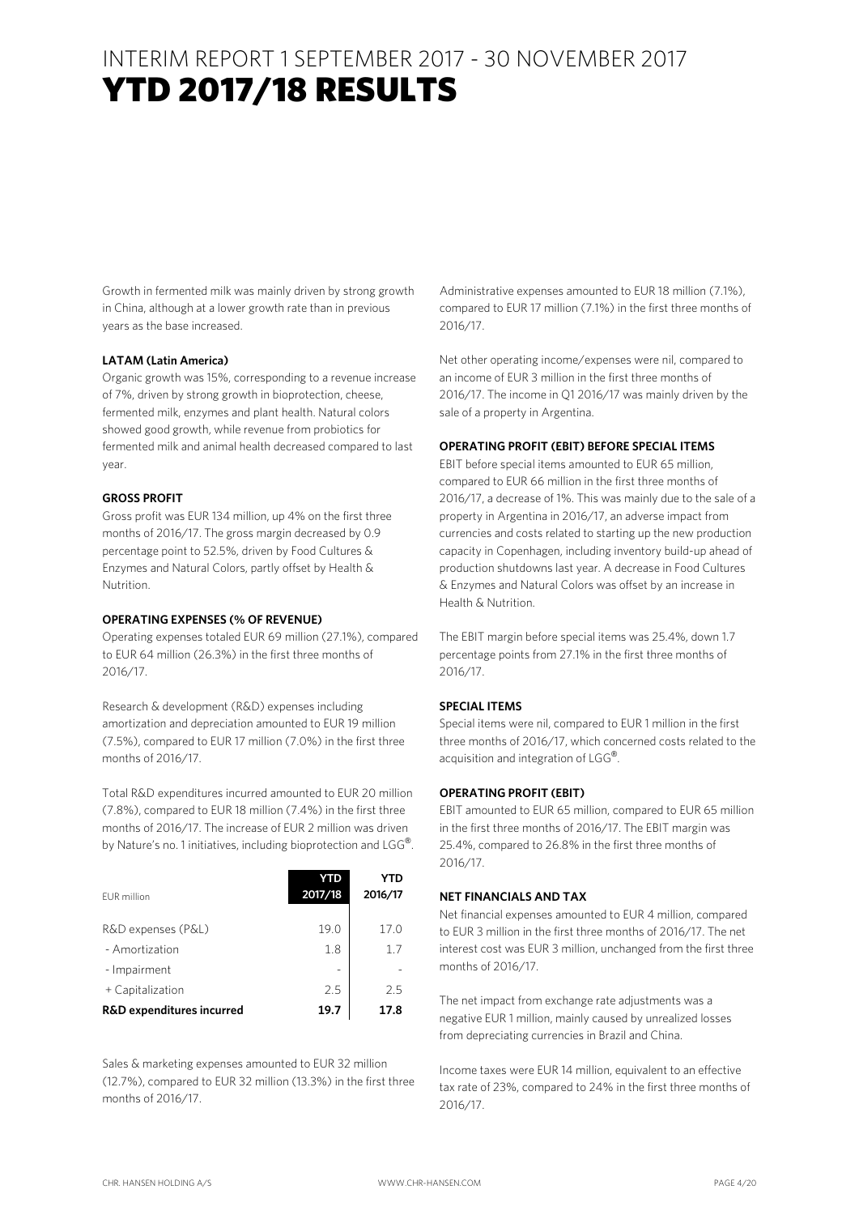# INTERIM REPORT 1 SEPTEMBER 2017 - 30 NOVEMBER 2017

# YTD 2017/18 RESULTS

Growth in fermented milk was mainly driven by strong growth in China, although at a lower growth rate than in previous years as the base increased.

**LATAM (Latin America)**

Organic growth was 15%, corresponding to a revenue increase of 7%, driven by strong growth in bioprotection, cheese, fermented milk, enzymes and plant health. Natural colors showed good growth, while revenue from probiotics for fermented milk and animal health decreased compared to last year.

**GROSS PROFIT**

Gross profit was EUR 134 million, up 4% on the first three months of 2016/17. The gross margin decreased by 0.9 percentage point to 52.5%, driven by Food Cultures & Enzymes and Natural Colors, partly offset by Health & Nutrition.

**OPERATING EXPENSES (% OF REVENUE)**

Operating expenses totaled EUR 69 million (27.1%), compared to EUR 64 million (26.3%) in the first three months of 2016/17.

Research & development (R&D) expenses including amortization and depreciation amounted to EUR 19 million (7.5%), compared to EUR 17 million (7.0%) in the first three months of 2016/17.

Total R&D expenditures incurred amounted to EUR 20 million (7.8%), compared to EUR 18 million (7.4%) in the first three months of 2016/17. The increase of EUR 2 million was driven by Nature's no. 1 initiatives, including bioprotection and LGG®.

| EUR million | YTD 2017/18 | YTD 2016/17 |
|---|---|---|
| R&D expenses (P&L) | 19.0 | 17.0 |
| - Amortization | 1.8 | 1.7 |
| - Impairment | - | - |
| + Capitalization | 2.5 | 2.5 |
| **R&D expenditures incurred** | **19.7** | **17.8** |

Sales & marketing expenses amounted to EUR 32 million (12.7%), compared to EUR 32 million (13.3%) in the first three months of 2016/17.

Administrative expenses amounted to EUR 18 million (7.1%), compared to EUR 17 million (7.1%) in the first three months of 2016/17.

Net other operating income/expenses were nil, compared to an income of EUR 3 million in the first three months of 2016/17. The income in Q1 2016/17 was mainly driven by the sale of a property in Argentina.

**OPERATING PROFIT (EBIT) BEFORE SPECIAL ITEMS**

EBIT before special items amounted to EUR 65 million, compared to EUR 66 million in the first three months of 2016/17, a decrease of 1%. This was mainly due to the sale of a property in Argentina in 2016/17, an adverse impact from currencies and costs related to starting up the new production capacity in Copenhagen, including inventory build-up ahead of production shutdowns last year. A decrease in Food Cultures & Enzymes and Natural Colors was offset by an increase in Health & Nutrition.

The EBIT margin before special items was 25.4%, down 1.7 percentage points from 27.1% in the first three months of 2016/17.

**SPECIAL ITEMS**

Special items were nil, compared to EUR 1 million in the first three months of 2016/17, which concerned costs related to the acquisition and integration of LGG®.

**OPERATING PROFIT (EBIT)**

EBIT amounted to EUR 65 million, compared to EUR 65 million in the first three months of 2016/17. The EBIT margin was 25.4%, compared to 26.8% in the first three months of 2016/17.

**NET FINANCIALS AND TAX**

Net financial expenses amounted to EUR 4 million, compared to EUR 3 million in the first three months of 2016/17. The net interest cost was EUR 3 million, unchanged from the first three months of 2016/17.

The net impact from exchange rate adjustments was a negative EUR 1 million, mainly caused by unrealized losses from depreciating currencies in Brazil and China.

Income taxes were EUR 14 million, equivalent to an effective tax rate of 23%, compared to 24% in the first three months of 2016/17.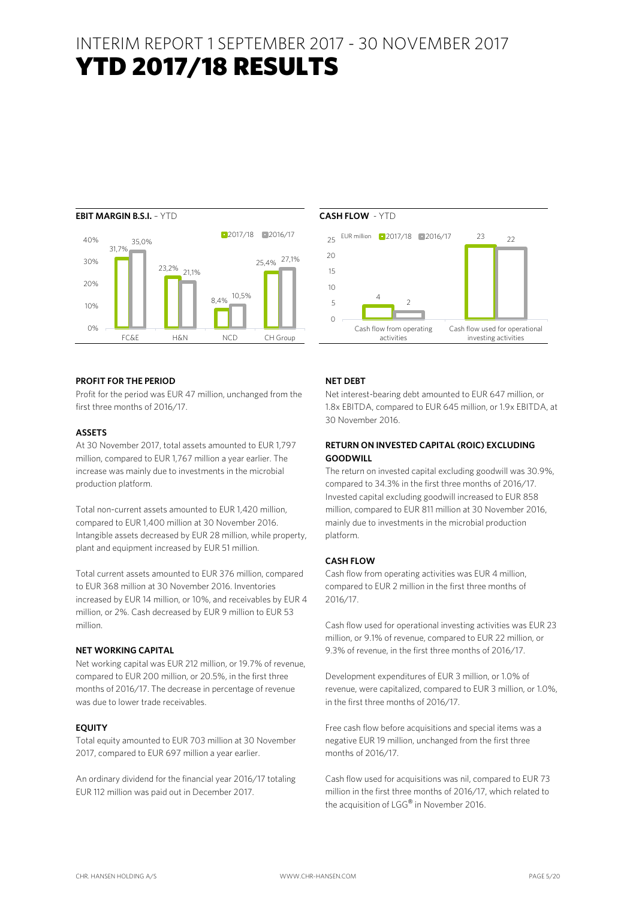# INTERIM REPORT 1 SEPTEMBER 2017 - 30 NOVEMBER 2017

# YTD 2017/18 RESULTS

**EBIT MARGIN B.S.I.** – YTD

| | 2017/18 | 2016/17 |
|---|---|---|
| FC&E | 31,7% | 35,0% |
| H&N | 23,2% | 21,1% |
| NCD | 8,4% | 10,5% |
| CH Group | 25,4% | 27,1% |

**CASH FLOW** - YTD

EUR million

| | 2017/18 | 2016/17 |
|---|---|---|
| Cash flow from operating activities | 4 | 2 |
| Cash flow used for operational investing activities | 23 | 22 |

**PROFIT FOR THE PERIOD**

Profit for the period was EUR 47 million, unchanged from the first three months of 2016/17.

**ASSETS**

At 30 November 2017, total assets amounted to EUR 1,797 million, compared to EUR 1,767 million a year earlier. The increase was mainly due to investments in the microbial production platform.

Total non-current assets amounted to EUR 1,420 million, compared to EUR 1,400 million at 30 November 2016. Intangible assets decreased by EUR 28 million, while property, plant and equipment increased by EUR 51 million.

Total current assets amounted to EUR 376 million, compared to EUR 368 million at 30 November 2016. Inventories increased by EUR 14 million, or 10%, and receivables by EUR 4 million, or 2%. Cash decreased by EUR 9 million to EUR 53 million.

**NET WORKING CAPITAL**

Net working capital was EUR 212 million, or 19.7% of revenue, compared to EUR 200 million, or 20.5%, in the first three months of 2016/17. The decrease in percentage of revenue was due to lower trade receivables.

**EQUITY**

Total equity amounted to EUR 703 million at 30 November 2017, compared to EUR 697 million a year earlier.

An ordinary dividend for the financial year 2016/17 totaling EUR 112 million was paid out in December 2017.

**NET DEBT**

Net interest-bearing debt amounted to EUR 647 million, or 1.8x EBITDA, compared to EUR 645 million, or 1.9x EBITDA, at 30 November 2016.

**RETURN ON INVESTED CAPITAL (ROIC) EXCLUDING GOODWILL**

The return on invested capital excluding goodwill was 30.9%, compared to 34.3% in the first three months of 2016/17. Invested capital excluding goodwill increased to EUR 858 million, compared to EUR 811 million at 30 November 2016, mainly due to investments in the microbial production platform.

**CASH FLOW**

Cash flow from operating activities was EUR 4 million, compared to EUR 2 million in the first three months of 2016/17.

Cash flow used for operational investing activities was EUR 23 million, or 9.1% of revenue, compared to EUR 22 million, or 9.3% of revenue, in the first three months of 2016/17.

Development expenditures of EUR 3 million, or 1.0% of revenue, were capitalized, compared to EUR 3 million, or 1.0%, in the first three months of 2016/17.

Free cash flow before acquisitions and special items was a negative EUR 19 million, unchanged from the first three months of 2016/17.

Cash flow used for acquisitions was nil, compared to EUR 73 million in the first three months of 2016/17, which related to the acquisition of LGG® in November 2016.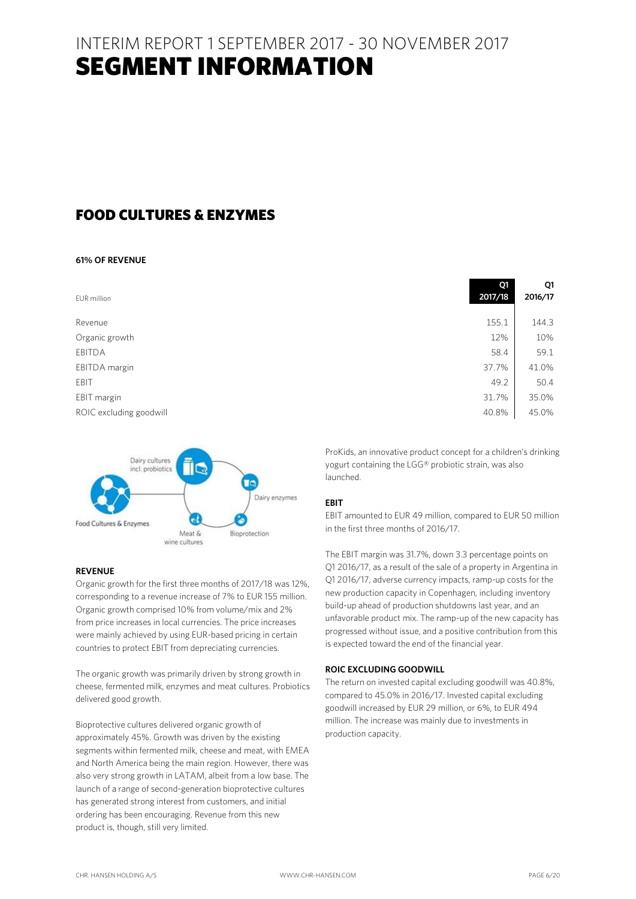# INTERIM REPORT 1 SEPTEMBER 2017 - 30 NOVEMBER 2017
# SEGMENT INFORMATION

## FOOD CULTURES & ENZYMES

**61% OF REVENUE**

| EUR million | Q1 2017/18 | Q1 2016/17 |
|---|---|---|
| Revenue | 155.1 | 144.3 |
| Organic growth | 12% | 10% |
| EBITDA | 58.4 | 59.1 |
| EBITDA margin | 37.7% | 41.0% |
| EBIT | 49.2 | 50.4 |
| EBIT margin | 31.7% | 35.0% |
| ROIC excluding goodwill | 40.8% | 45.0% |

Food Cultures & Enzymes: Dairy cultures incl. probiotics, Dairy enzymes, Bioprotection, Meat & wine cultures

### REVENUE

Organic growth for the first three months of 2017/18 was 12%, corresponding to a revenue increase of 7% to EUR 155 million. Organic growth comprised 10% from volume/mix and 2% from price increases in local currencies. The price increases were mainly achieved by using EUR-based pricing in certain countries to protect EBIT from depreciating currencies.

The organic growth was primarily driven by strong growth in cheese, fermented milk, enzymes and meat cultures. Probiotics delivered good growth.

Bioprotective cultures delivered organic growth of approximately 45%. Growth was driven by the existing segments within fermented milk, cheese and meat, with EMEA and North America being the main region. However, there was also very strong growth in LATAM, albeit from a low base. The launch of a range of second-generation bioprotective cultures has generated strong interest from customers, and initial ordering has been encouraging. Revenue from this new product is, though, still very limited.

ProKids, an innovative product concept for a children's drinking yogurt containing the LGG® probiotic strain, was also launched.

### EBIT

EBIT amounted to EUR 49 million, compared to EUR 50 million in the first three months of 2016/17.

The EBIT margin was 31.7%, down 3.3 percentage points on Q1 2016/17, as a result of the sale of a property in Argentina in Q1 2016/17, adverse currency impacts, ramp-up costs for the new production capacity in Copenhagen, including inventory build-up ahead of production shutdowns last year, and an unfavorable product mix. The ramp-up of the new capacity has progressed without issue, and a positive contribution from this is expected toward the end of the financial year.

### ROIC EXCLUDING GOODWILL

The return on invested capital excluding goodwill was 40.8%, compared to 45.0% in 2016/17. Invested capital excluding goodwill increased by EUR 29 million, or 6%, to EUR 494 million. The increase was mainly due to investments in production capacity.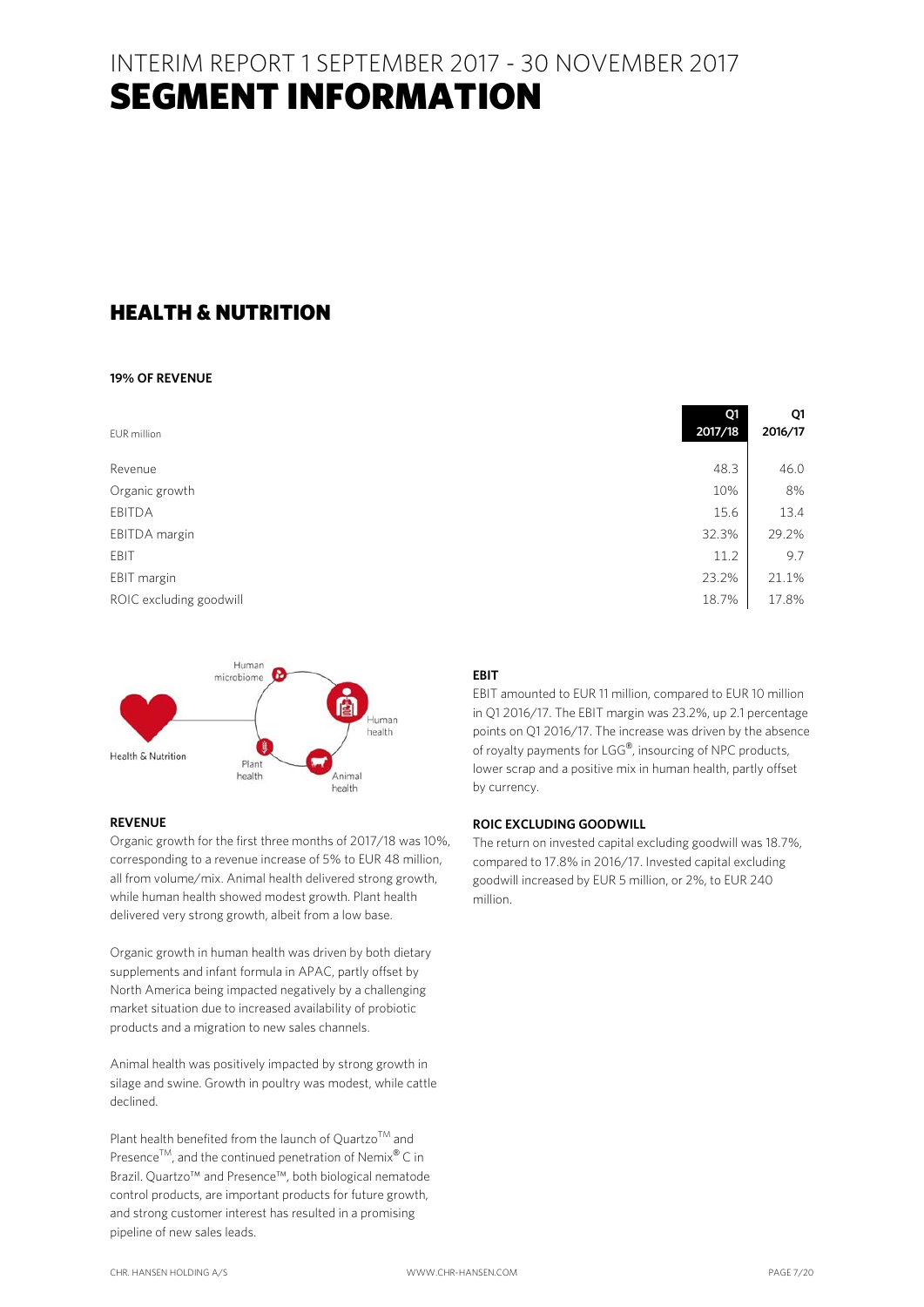# INTERIM REPORT 1 SEPTEMBER 2017 - 30 NOVEMBER 2017
# SEGMENT INFORMATION

## HEALTH & NUTRITION

**19% OF REVENUE**

| EUR million | Q1 2017/18 | Q1 2016/17 |
|---|---|---|
| Revenue | 48.3 | 46.0 |
| Organic growth | 10% | 8% |
| EBITDA | 15.6 | 13.4 |
| EBITDA margin | 32.3% | 29.2% |
| EBIT | 11.2 | 9.7 |
| EBIT margin | 23.2% | 21.1% |
| ROIC excluding goodwill | 18.7% | 17.8% |

Health & Nutrition: Human microbiome, Human health, Animal health, Plant health

### REVENUE

Organic growth for the first three months of 2017/18 was 10%, corresponding to a revenue increase of 5% to EUR 48 million, all from volume/mix. Animal health delivered strong growth, while human health showed modest growth. Plant health delivered very strong growth, albeit from a low base.

Organic growth in human health was driven by both dietary supplements and infant formula in APAC, partly offset by North America being impacted negatively by a challenging market situation due to increased availability of probiotic products and a migration to new sales channels.

Animal health was positively impacted by strong growth in silage and swine. Growth in poultry was modest, while cattle declined.

Plant health benefited from the launch of Quartzo™ and Presence™, and the continued penetration of Nemix® C in Brazil. Quartzo™ and Presence™, both biological nematode control products, are important products for future growth, and strong customer interest has resulted in a promising pipeline of new sales leads.

### EBIT

EBIT amounted to EUR 11 million, compared to EUR 10 million in Q1 2016/17. The EBIT margin was 23.2%, up 2.1 percentage points on Q1 2016/17. The increase was driven by the absence of royalty payments for LGG®, insourcing of NPC products, lower scrap and a positive mix in human health, partly offset by currency.

### ROIC EXCLUDING GOODWILL

The return on invested capital excluding goodwill was 18.7%, compared to 17.8% in 2016/17. Invested capital excluding goodwill increased by EUR 5 million, or 2%, to EUR 240 million.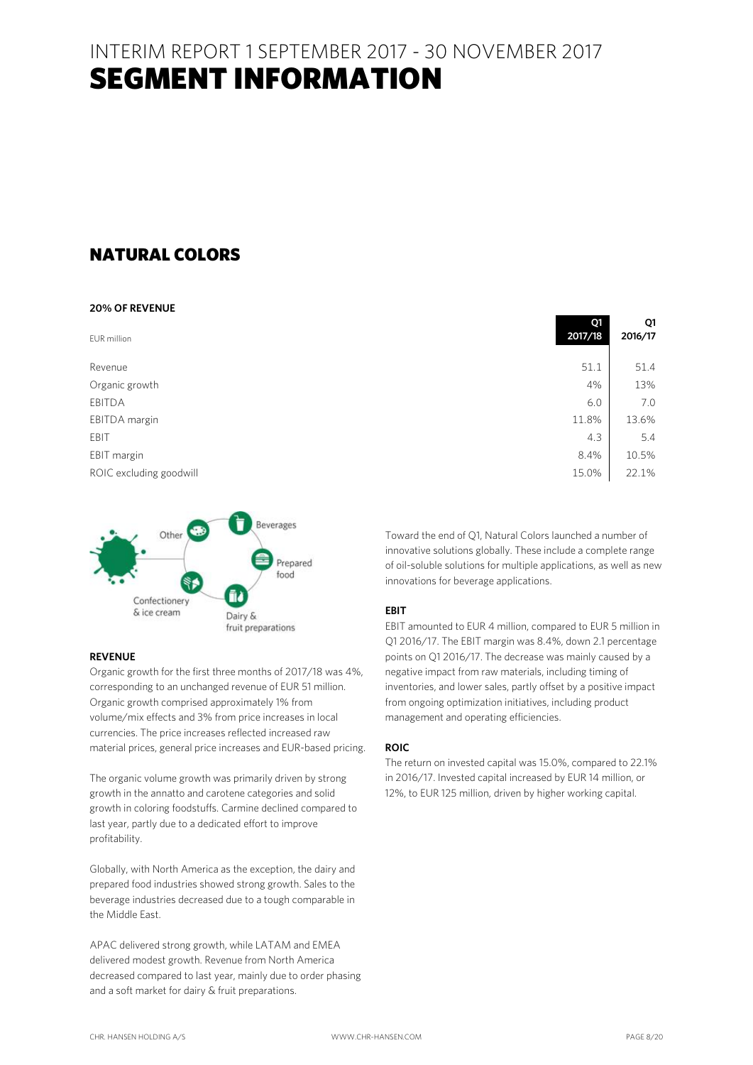# INTERIM REPORT 1 SEPTEMBER 2017 - 30 NOVEMBER 2017
# SEGMENT INFORMATION

## NATURAL COLORS

**20% OF REVENUE**

| EUR million | Q1 2017/18 | Q1 2016/17 |
|---|---|---|
| Revenue | 51.1 | 51.4 |
| Organic growth | 4% | 13% |
| EBITDA | 6.0 | 7.0 |
| EBITDA margin | 11.8% | 13.6% |
| EBIT | 4.3 | 5.4 |
| EBIT margin | 8.4% | 10.5% |
| ROIC excluding goodwill | 15.0% | 22.1% |

Other, Beverages, Prepared food, Dairy & fruit preparations, Confectionery & ice cream

### REVENUE

Organic growth for the first three months of 2017/18 was 4%, corresponding to an unchanged revenue of EUR 51 million. Organic growth comprised approximately 1% from volume/mix effects and 3% from price increases in local currencies. The price increases reflected increased raw material prices, general price increases and EUR-based pricing.

The organic volume growth was primarily driven by strong growth in the annatto and carotene categories and solid growth in coloring foodstuffs. Carmine declined compared to last year, partly due to a dedicated effort to improve profitability.

Globally, with North America as the exception, the dairy and prepared food industries showed strong growth. Sales to the beverage industries decreased due to a tough comparable in the Middle East.

APAC delivered strong growth, while LATAM and EMEA delivered modest growth. Revenue from North America decreased compared to last year, mainly due to order phasing and a soft market for dairy & fruit preparations.

Toward the end of Q1, Natural Colors launched a number of innovative solutions globally. These include a complete range of oil-soluble solutions for multiple applications, as well as new innovations for beverage applications.

### EBIT

EBIT amounted to EUR 4 million, compared to EUR 5 million in Q1 2016/17. The EBIT margin was 8.4%, down 2.1 percentage points on Q1 2016/17. The decrease was mainly caused by a negative impact from raw materials, including timing of inventories, and lower sales, partly offset by a positive impact from ongoing optimization initiatives, including product management and operating efficiencies.

### ROIC

The return on invested capital was 15.0%, compared to 22.1% in 2016/17. Invested capital increased by EUR 14 million, or 12%, to EUR 125 million, driven by higher working capital.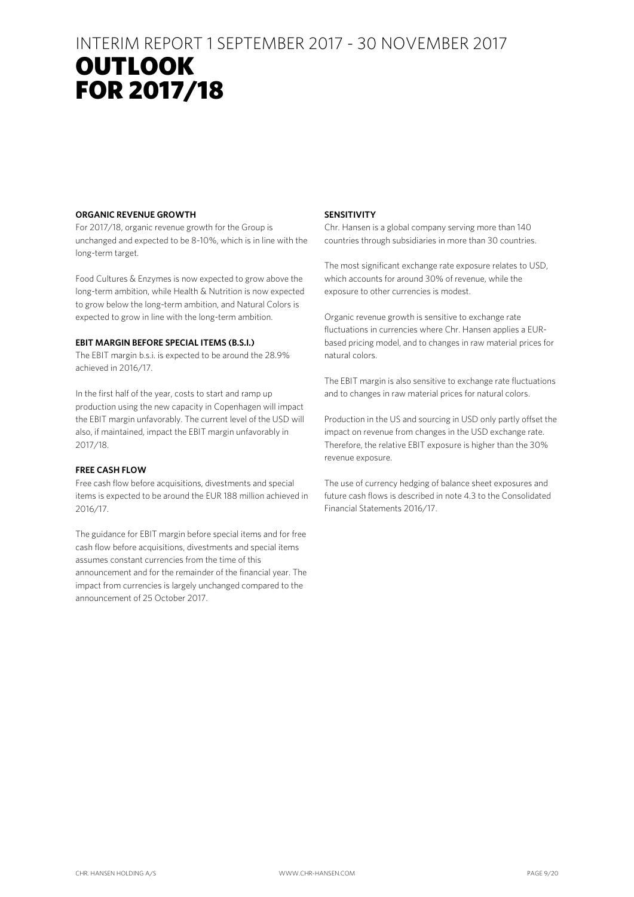INTERIM REPORT 1 SEPTEMBER 2017 - 30 NOVEMBER 2017

# OUTLOOK FOR 2017/18

### ORGANIC REVENUE GROWTH

For 2017/18, organic revenue growth for the Group is unchanged and expected to be 8-10%, which is in line with the long-term target.

Food Cultures & Enzymes is now expected to grow above the long-term ambition, while Health & Nutrition is now expected to grow below the long-term ambition, and Natural Colors is expected to grow in line with the long-term ambition.

### EBIT MARGIN BEFORE SPECIAL ITEMS (B.S.I.)

The EBIT margin b.s.i. is expected to be around the 28.9% achieved in 2016/17.

In the first half of the year, costs to start and ramp up production using the new capacity in Copenhagen will impact the EBIT margin unfavorably. The current level of the USD will also, if maintained, impact the EBIT margin unfavorably in 2017/18.

### FREE CASH FLOW

Free cash flow before acquisitions, divestments and special items is expected to be around the EUR 188 million achieved in 2016/17.

The guidance for EBIT margin before special items and for free cash flow before acquisitions, divestments and special items assumes constant currencies from the time of this announcement and for the remainder of the financial year. The impact from currencies is largely unchanged compared to the announcement of 25 October 2017.

### SENSITIVITY

Chr. Hansen is a global company serving more than 140 countries through subsidiaries in more than 30 countries.

The most significant exchange rate exposure relates to USD, which accounts for around 30% of revenue, while the exposure to other currencies is modest.

Organic revenue growth is sensitive to exchange rate fluctuations in currencies where Chr. Hansen applies a EUR-based pricing model, and to changes in raw material prices for natural colors.

The EBIT margin is also sensitive to exchange rate fluctuations and to changes in raw material prices for natural colors.

Production in the US and sourcing in USD only partly offset the impact on revenue from changes in the USD exchange rate. Therefore, the relative EBIT exposure is higher than the 30% revenue exposure.

The use of currency hedging of balance sheet exposures and future cash flows is described in note 4.3 to the Consolidated Financial Statements 2016/17.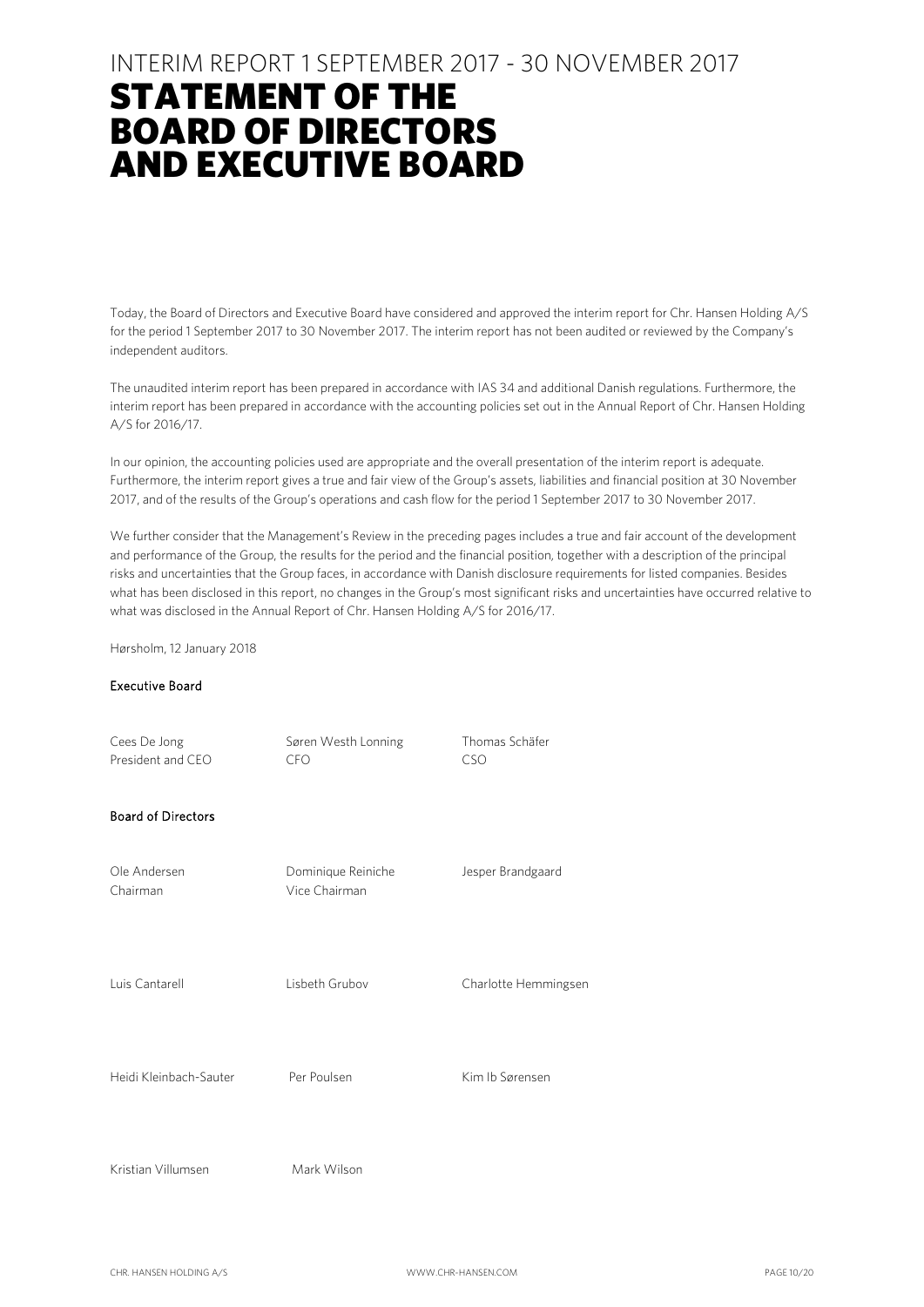INTERIM REPORT 1 SEPTEMBER 2017 - 30 NOVEMBER 2017

# STATEMENT OF THE BOARD OF DIRECTORS AND EXECUTIVE BOARD

Today, the Board of Directors and Executive Board have considered and approved the interim report for Chr. Hansen Holding A/S for the period 1 September 2017 to 30 November 2017. The interim report has not been audited or reviewed by the Company's independent auditors.

The unaudited interim report has been prepared in accordance with IAS 34 and additional Danish regulations. Furthermore, the interim report has been prepared in accordance with the accounting policies set out in the Annual Report of Chr. Hansen Holding A/S for 2016/17.

In our opinion, the accounting policies used are appropriate and the overall presentation of the interim report is adequate. Furthermore, the interim report gives a true and fair view of the Group's assets, liabilities and financial position at 30 November 2017, and of the results of the Group's operations and cash flow for the period 1 September 2017 to 30 November 2017.

We further consider that the Management's Review in the preceding pages includes a true and fair account of the development and performance of the Group, the results for the period and the financial position, together with a description of the principal risks and uncertainties that the Group faces, in accordance with Danish disclosure requirements for listed companies. Besides what has been disclosed in this report, no changes in the Group's most significant risks and uncertainties have occurred relative to what was disclosed in the Annual Report of Chr. Hansen Holding A/S for 2016/17.

Hørsholm, 12 January 2018

**Executive Board**

| | | |
|---|---|---|
| Cees De Jong<br>President and CEO | Søren Westh Lonning<br>CFO | Thomas Schäfer<br>CSO |

**Board of Directors**

| | | |
|---|---|---|
| Ole Andersen<br>Chairman | Dominique Reiniche<br>Vice Chairman | Jesper Brandgaard |
| Luis Cantarell | Lisbeth Grubov | Charlotte Hemmingsen |
| Heidi Kleinbach-Sauter | Per Poulsen | Kim Ib Sørensen |
| Kristian Villumsen | Mark Wilson | |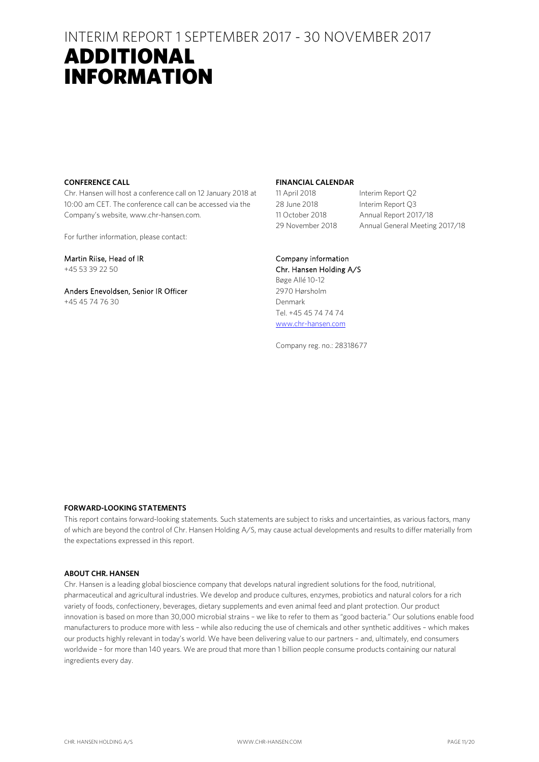INTERIM REPORT 1 SEPTEMBER 2017 - 30 NOVEMBER 2017

# ADDITIONAL INFORMATION

### CONFERENCE CALL

Chr. Hansen will host a conference call on 12 January 2018 at 10:00 am CET. The conference call can be accessed via the Company's website, www.chr-hansen.com.

For further information, please contact:

Martin Riise, Head of IR
+45 53 39 22 50

Anders Enevoldsen, Senior IR Officer
+45 45 74 76 30

### FINANCIAL CALENDAR

| | |
|---|---|
| 11 April 2018 | Interim Report Q2 |
| 28 June 2018 | Interim Report Q3 |
| 11 October 2018 | Annual Report 2017/18 |
| 29 November 2018 | Annual General Meeting 2017/18 |

Company information
Chr. Hansen Holding A/S
Bøge Allé 10-12
2970 Hørsholm
Denmark
Tel. +45 45 74 74 74
www.chr-hansen.com

Company reg. no.: 28318677

### FORWARD-LOOKING STATEMENTS

This report contains forward-looking statements. Such statements are subject to risks and uncertainties, as various factors, many of which are beyond the control of Chr. Hansen Holding A/S, may cause actual developments and results to differ materially from the expectations expressed in this report.

### ABOUT CHR. HANSEN

Chr. Hansen is a leading global bioscience company that develops natural ingredient solutions for the food, nutritional, pharmaceutical and agricultural industries. We develop and produce cultures, enzymes, probiotics and natural colors for a rich variety of foods, confectionery, beverages, dietary supplements and even animal feed and plant protection. Our product innovation is based on more than 30,000 microbial strains – we like to refer to them as "good bacteria." Our solutions enable food manufacturers to produce more with less – while also reducing the use of chemicals and other synthetic additives – which makes our products highly relevant in today's world. We have been delivering value to our partners – and, ultimately, end consumers worldwide – for more than 140 years. We are proud that more than 1 billion people consume products containing our natural ingredients every day.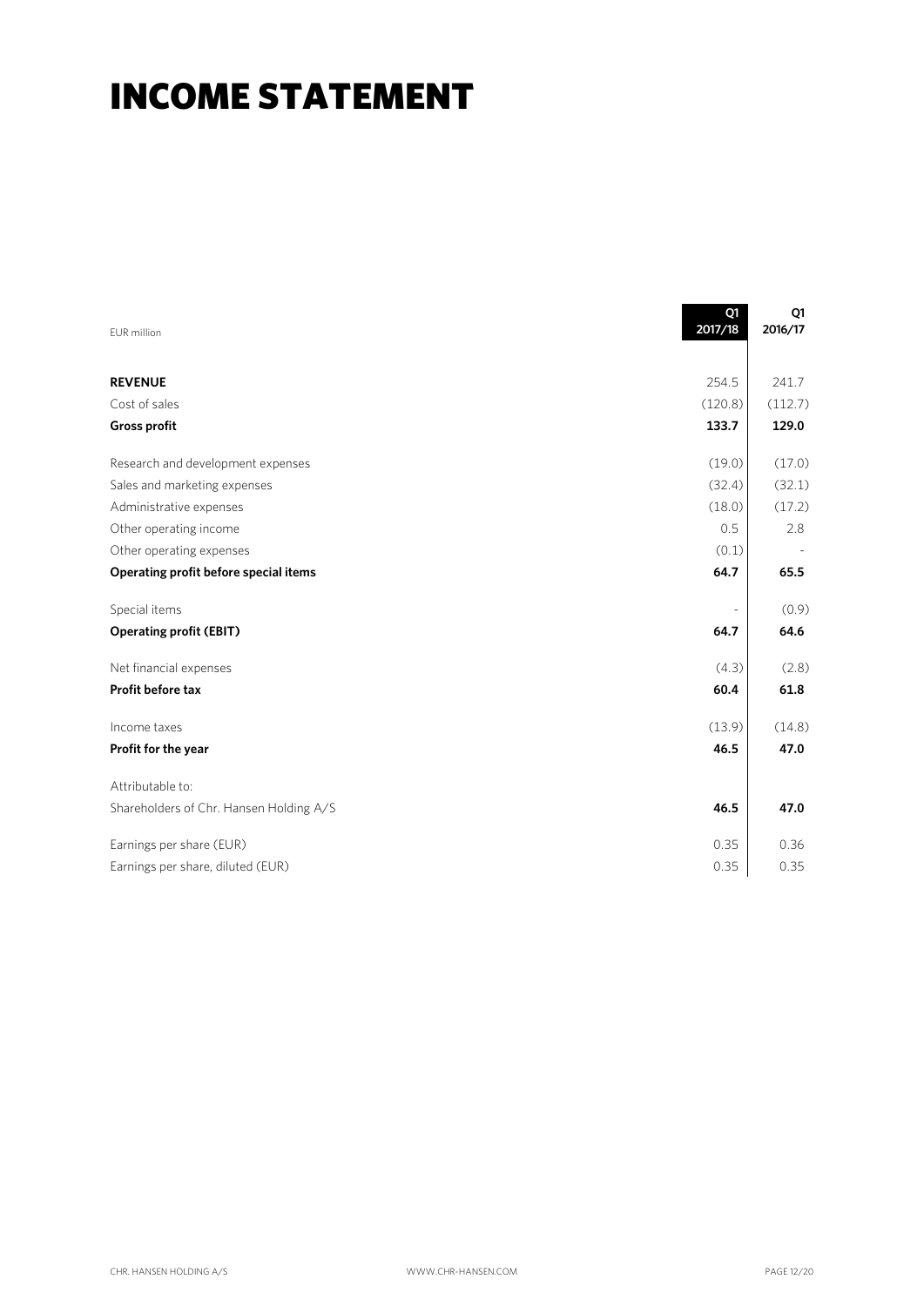# INCOME STATEMENT

| EUR million | Q1 2017/18 | Q1 2016/17 |
|---|---|---|
| **REVENUE** | 254.5 | 241.7 |
| Cost of sales | (120.8) | (112.7) |
| **Gross profit** | **133.7** | **129.0** |
| Research and development expenses | (19.0) | (17.0) |
| Sales and marketing expenses | (32.4) | (32.1) |
| Administrative expenses | (18.0) | (17.2) |
| Other operating income | 0.5 | 2.8 |
| Other operating expenses | (0.1) | - |
| **Operating profit before special items** | **64.7** | **65.5** |
| Special items | - | (0.9) |
| **Operating profit (EBIT)** | **64.7** | **64.6** |
| Net financial expenses | (4.3) | (2.8) |
| **Profit before tax** | **60.4** | **61.8** |
| Income taxes | (13.9) | (14.8) |
| **Profit for the year** | **46.5** | **47.0** |
| Attributable to: | | |
| Shareholders of Chr. Hansen Holding A/S | **46.5** | **47.0** |
| Earnings per share (EUR) | 0.35 | 0.36 |
| Earnings per share, diluted (EUR) | 0.35 | 0.35 |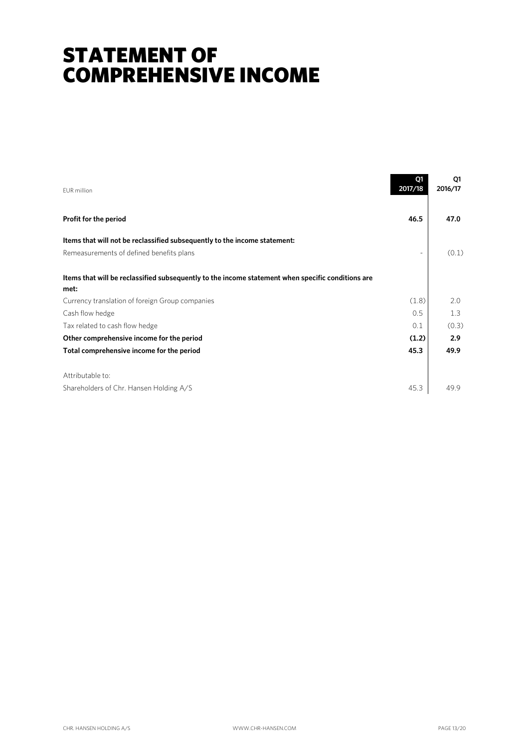# STATEMENT OF COMPREHENSIVE INCOME

| EUR million | Q1 2017/18 | Q1 2016/17 |
|---|---|---|
| **Profit for the period** | **46.5** | **47.0** |
| **Items that will not be reclassified subsequently to the income statement:** | | |
| Remeasurements of defined benefits plans | - | (0.1) |
| **Items that will be reclassified subsequently to the income statement when specific conditions are met:** | | |
| Currency translation of foreign Group companies | (1.8) | 2.0 |
| Cash flow hedge | 0.5 | 1.3 |
| Tax related to cash flow hedge | 0.1 | (0.3) |
| **Other comprehensive income for the period** | **(1.2)** | **2.9** |
| **Total comprehensive income for the period** | **45.3** | **49.9** |
| Attributable to: | | |
| Shareholders of Chr. Hansen Holding A/S | 45.3 | 49.9 |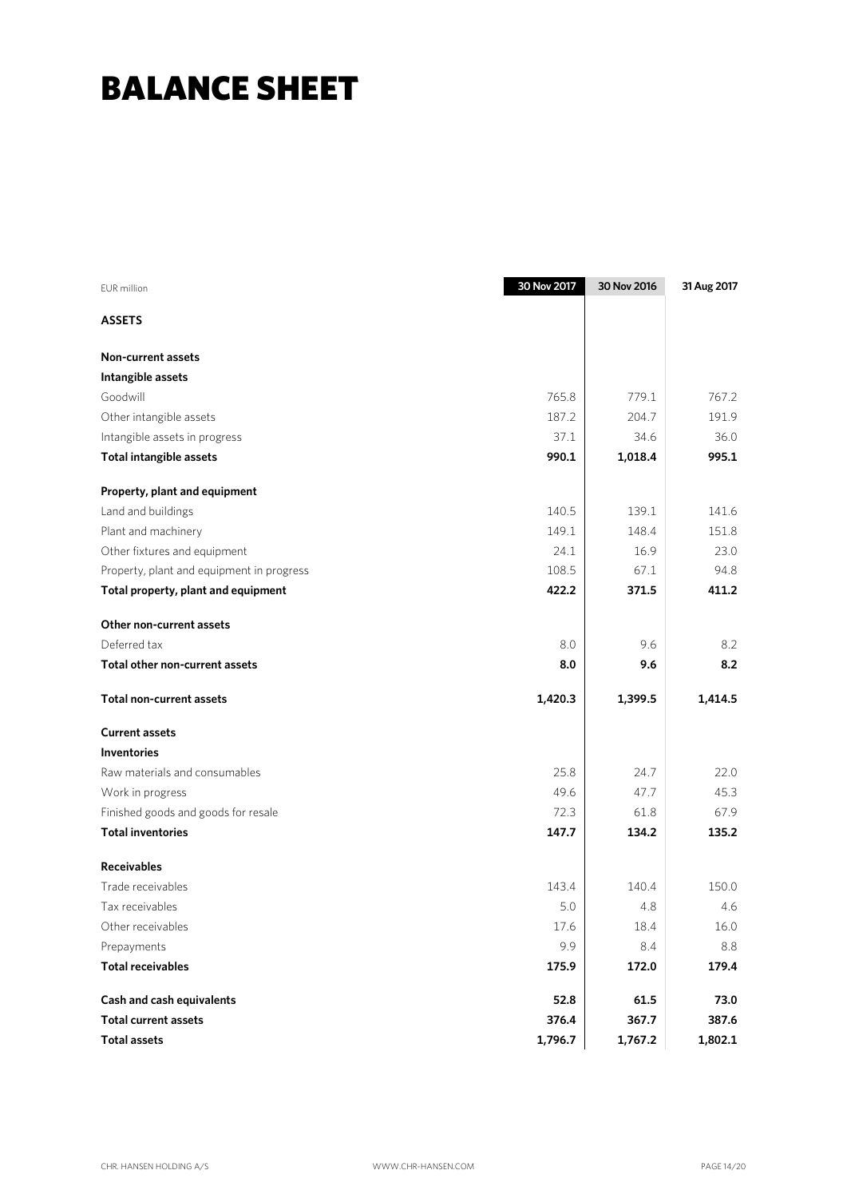# BALANCE SHEET

| EUR million | 30 Nov 2017 | 30 Nov 2016 | 31 Aug 2017 |
|---|---|---|---|
| **ASSETS** | | | |
| | | | |
| **Non-current assets** | | | |
| **Intangible assets** | | | |
| Goodwill | 765.8 | 779.1 | 767.2 |
| Other intangible assets | 187.2 | 204.7 | 191.9 |
| Intangible assets in progress | 37.1 | 34.6 | 36.0 |
| **Total intangible assets** | **990.1** | **1,018.4** | **995.1** |
| | | | |
| **Property, plant and equipment** | | | |
| Land and buildings | 140.5 | 139.1 | 141.6 |
| Plant and machinery | 149.1 | 148.4 | 151.8 |
| Other fixtures and equipment | 24.1 | 16.9 | 23.0 |
| Property, plant and equipment in progress | 108.5 | 67.1 | 94.8 |
| **Total property, plant and equipment** | **422.2** | **371.5** | **411.2** |
| | | | |
| **Other non-current assets** | | | |
| Deferred tax | 8.0 | 9.6 | 8.2 |
| **Total other non-current assets** | **8.0** | **9.6** | **8.2** |
| | | | |
| **Total non-current assets** | **1,420.3** | **1,399.5** | **1,414.5** |
| | | | |
| **Current assets** | | | |
| **Inventories** | | | |
| Raw materials and consumables | 25.8 | 24.7 | 22.0 |
| Work in progress | 49.6 | 47.7 | 45.3 |
| Finished goods and goods for resale | 72.3 | 61.8 | 67.9 |
| **Total inventories** | **147.7** | **134.2** | **135.2** |
| | | | |
| **Receivables** | | | |
| Trade receivables | 143.4 | 140.4 | 150.0 |
| Tax receivables | 5.0 | 4.8 | 4.6 |
| Other receivables | 17.6 | 18.4 | 16.0 |
| Prepayments | 9.9 | 8.4 | 8.8 |
| **Total receivables** | **175.9** | **172.0** | **179.4** |
| | | | |
| **Cash and cash equivalents** | **52.8** | **61.5** | **73.0** |
| **Total current assets** | **376.4** | **367.7** | **387.6** |
| **Total assets** | **1,796.7** | **1,767.2** | **1,802.1** |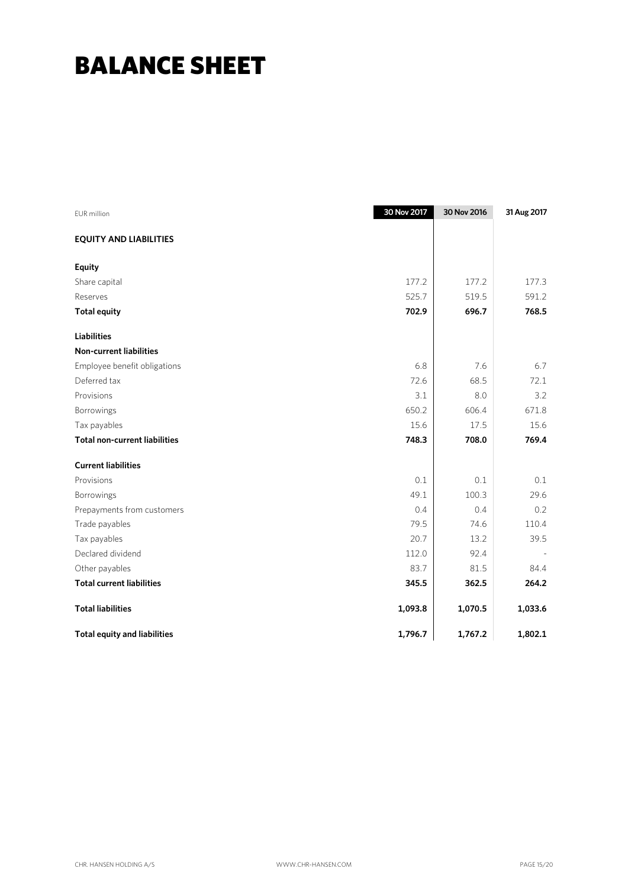# BALANCE SHEET

| EUR million | 30 Nov 2017 | 30 Nov 2016 | 31 Aug 2017 |
|---|---|---|---|
| **EQUITY AND LIABILITIES** | | | |
| **Equity** | | | |
| Share capital | 177.2 | 177.2 | 177.3 |
| Reserves | 525.7 | 519.5 | 591.2 |
| **Total equity** | **702.9** | **696.7** | **768.5** |
| **Liabilities** | | | |
| **Non-current liabilities** | | | |
| Employee benefit obligations | 6.8 | 7.6 | 6.7 |
| Deferred tax | 72.6 | 68.5 | 72.1 |
| Provisions | 3.1 | 8.0 | 3.2 |
| Borrowings | 650.2 | 606.4 | 671.8 |
| Tax payables | 15.6 | 17.5 | 15.6 |
| **Total non-current liabilities** | **748.3** | **708.0** | **769.4** |
| **Current liabilities** | | | |
| Provisions | 0.1 | 0.1 | 0.1 |
| Borrowings | 49.1 | 100.3 | 29.6 |
| Prepayments from customers | 0.4 | 0.4 | 0.2 |
| Trade payables | 79.5 | 74.6 | 110.4 |
| Tax payables | 20.7 | 13.2 | 39.5 |
| Declared dividend | 112.0 | 92.4 | - |
| Other payables | 83.7 | 81.5 | 84.4 |
| **Total current liabilities** | **345.5** | **362.5** | **264.2** |
| **Total liabilities** | **1,093.8** | **1,070.5** | **1,033.6** |
| **Total equity and liabilities** | **1,796.7** | **1,767.2** | **1,802.1** |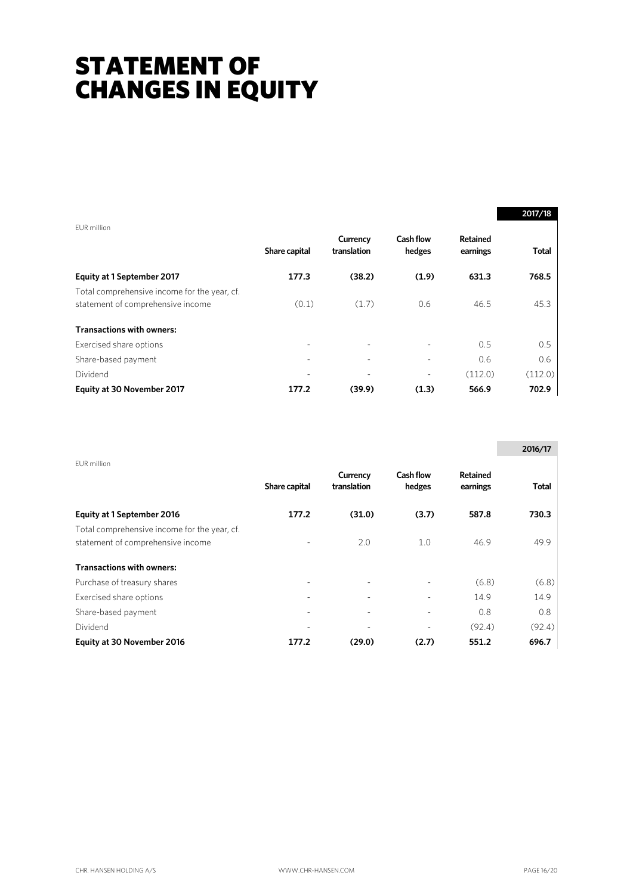# STATEMENT OF CHANGES IN EQUITY

| EUR million | Share capital | Currency translation | Cash flow hedges | Retained earnings | 2017/18 Total |
|---|---|---|---|---|---|
| **Equity at 1 September 2017** | **177.3** | **(38.2)** | **(1.9)** | **631.3** | **768.5** |
| Total comprehensive income for the year, cf. statement of comprehensive income | (0.1) | (1.7) | 0.6 | 46.5 | 45.3 |
| **Transactions with owners:** | | | | | |
| Exercised share options | - | - | - | 0.5 | 0.5 |
| Share-based payment | - | - | - | 0.6 | 0.6 |
| Dividend | - | - | - | (112.0) | (112.0) |
| **Equity at 30 November 2017** | **177.2** | **(39.9)** | **(1.3)** | **566.9** | **702.9** |

| EUR million | Share capital | Currency translation | Cash flow hedges | Retained earnings | 2016/17 Total |
|---|---|---|---|---|---|
| **Equity at 1 September 2016** | **177.2** | **(31.0)** | **(3.7)** | **587.8** | **730.3** |
| Total comprehensive income for the year, cf. statement of comprehensive income | - | 2.0 | 1.0 | 46.9 | 49.9 |
| **Transactions with owners:** | | | | | |
| Purchase of treasury shares | - | - | - | (6.8) | (6.8) |
| Exercised share options | - | - | - | 14.9 | 14.9 |
| Share-based payment | - | - | - | 0.8 | 0.8 |
| Dividend | - | - | - | (92.4) | (92.4) |
| **Equity at 30 November 2016** | **177.2** | **(29.0)** | **(2.7)** | **551.2** | **696.7** |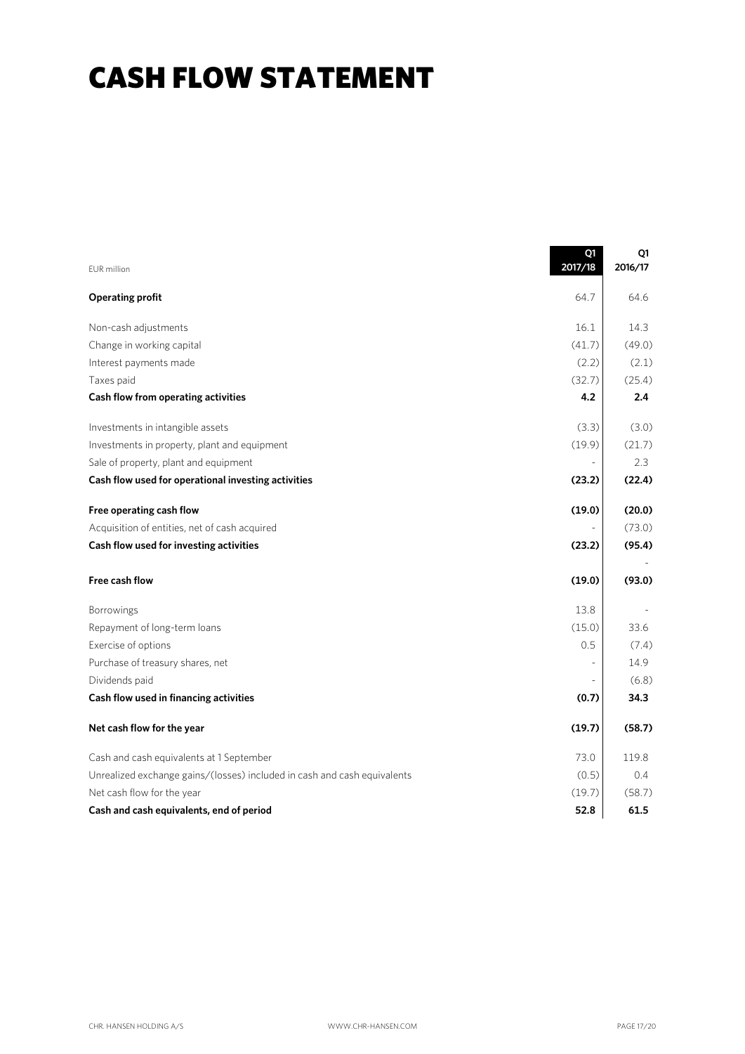# CASH FLOW STATEMENT

| EUR million | Q1 2017/18 | Q1 2016/17 |
|---|---|---|
| **Operating profit** | 64.7 | 64.6 |
| Non-cash adjustments | 16.1 | 14.3 |
| Change in working capital | (41.7) | (49.0) |
| Interest payments made | (2.2) | (2.1) |
| Taxes paid | (32.7) | (25.4) |
| **Cash flow from operating activities** | **4.2** | **2.4** |
| Investments in intangible assets | (3.3) | (3.0) |
| Investments in property, plant and equipment | (19.9) | (21.7) |
| Sale of property, plant and equipment | - | 2.3 |
| **Cash flow used for operational investing activities** | **(23.2)** | **(22.4)** |
| **Free operating cash flow** | **(19.0)** | **(20.0)** |
| Acquisition of entities, net of cash acquired | - | (73.0) |
| **Cash flow used for investing activities** | **(23.2)** | **(95.4)** |
| | | - |
| **Free cash flow** | **(19.0)** | **(93.0)** |
| Borrowings | 13.8 | - |
| Repayment of long-term loans | (15.0) | 33.6 |
| Exercise of options | 0.5 | (7.4) |
| Purchase of treasury shares, net | - | 14.9 |
| Dividends paid | - | (6.8) |
| **Cash flow used in financing activities** | **(0.7)** | **34.3** |
| **Net cash flow for the year** | **(19.7)** | **(58.7)** |
| Cash and cash equivalents at 1 September | 73.0 | 119.8 |
| Unrealized exchange gains/(losses) included in cash and cash equivalents | (0.5) | 0.4 |
| Net cash flow for the year | (19.7) | (58.7) |
| **Cash and cash equivalents, end of period** | **52.8** | **61.5** |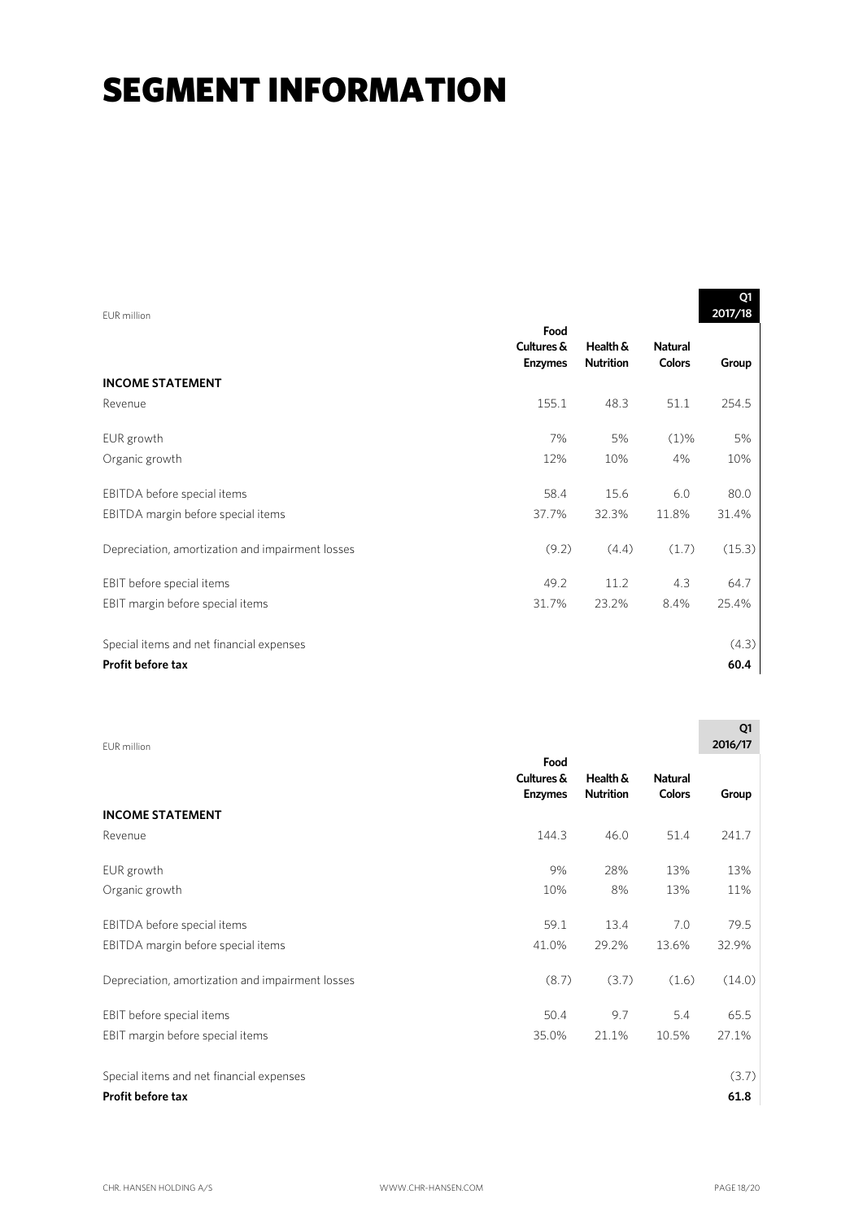# SEGMENT INFORMATION

| EUR million | | | | Q1 2017/18 |
|---|---|---|---|---|
| | Food Cultures & Enzymes | Health & Nutrition | Natural Colors | Group |
| **INCOME STATEMENT** | | | | |
| Revenue | 155.1 | 48.3 | 51.1 | 254.5 |
| EUR growth | 7% | 5% | (1)% | 5% |
| Organic growth | 12% | 10% | 4% | 10% |
| EBITDA before special items | 58.4 | 15.6 | 6.0 | 80.0 |
| EBITDA margin before special items | 37.7% | 32.3% | 11.8% | 31.4% |
| Depreciation, amortization and impairment losses | (9.2) | (4.4) | (1.7) | (15.3) |
| EBIT before special items | 49.2 | 11.2 | 4.3 | 64.7 |
| EBIT margin before special items | 31.7% | 23.2% | 8.4% | 25.4% |
| Special items and net financial expenses | | | | (4.3) |
| **Profit before tax** | | | | **60.4** |

| EUR million | | | | Q1 2016/17 |
|---|---|---|---|---|
| | Food Cultures & Enzymes | Health & Nutrition | Natural Colors | Group |
| **INCOME STATEMENT** | | | | |
| Revenue | 144.3 | 46.0 | 51.4 | 241.7 |
| EUR growth | 9% | 28% | 13% | 13% |
| Organic growth | 10% | 8% | 13% | 11% |
| EBITDA before special items | 59.1 | 13.4 | 7.0 | 79.5 |
| EBITDA margin before special items | 41.0% | 29.2% | 13.6% | 32.9% |
| Depreciation, amortization and impairment losses | (8.7) | (3.7) | (1.6) | (14.0) |
| EBIT before special items | 50.4 | 9.7 | 5.4 | 65.5 |
| EBIT margin before special items | 35.0% | 21.1% | 10.5% | 27.1% |
| Special items and net financial expenses | | | | (3.7) |
| **Profit before tax** | | | | **61.8** |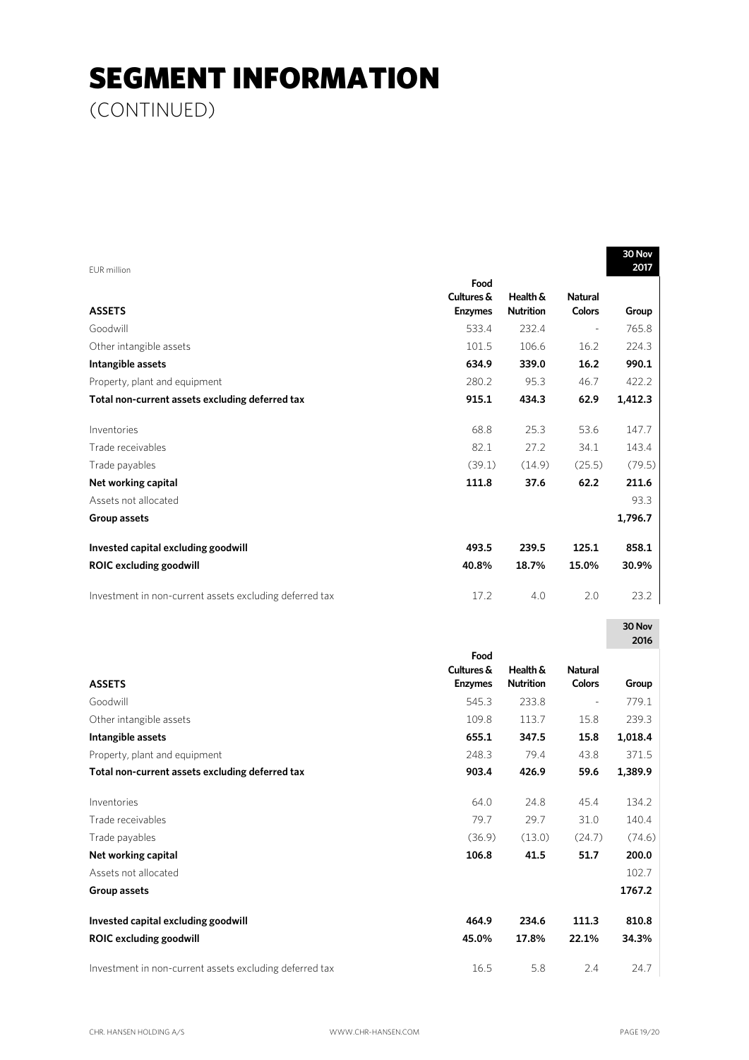# SEGMENT INFORMATION

(CONTINUED)

EUR million

| ASSETS | Food Cultures & Enzymes | Health & Nutrition | Natural Colors | 30 Nov 2017 Group |
|---|---|---|---|---|
| Goodwill | 533.4 | 232.4 | - | 765.8 |
| Other intangible assets | 101.5 | 106.6 | 16.2 | 224.3 |
| **Intangible assets** | **634.9** | **339.0** | **16.2** | **990.1** |
| Property, plant and equipment | 280.2 | 95.3 | 46.7 | 422.2 |
| **Total non-current assets excluding deferred tax** | **915.1** | **434.3** | **62.9** | **1,412.3** |
| Inventories | 68.8 | 25.3 | 53.6 | 147.7 |
| Trade receivables | 82.1 | 27.2 | 34.1 | 143.4 |
| Trade payables | (39.1) | (14.9) | (25.5) | (79.5) |
| **Net working capital** | **111.8** | **37.6** | **62.2** | **211.6** |
| Assets not allocated | | | | 93.3 |
| **Group assets** | | | | **1,796.7** |
| **Invested capital excluding goodwill** | **493.5** | **239.5** | **125.1** | **858.1** |
| **ROIC excluding goodwill** | **40.8%** | **18.7%** | **15.0%** | **30.9%** |
| Investment in non-current assets excluding deferred tax | 17.2 | 4.0 | 2.0 | 23.2 |

| ASSETS | Food Cultures & Enzymes | Health & Nutrition | Natural Colors | 30 Nov 2016 Group |
|---|---|---|---|---|
| Goodwill | 545.3 | 233.8 | - | 779.1 |
| Other intangible assets | 109.8 | 113.7 | 15.8 | 239.3 |
| **Intangible assets** | **655.1** | **347.5** | **15.8** | **1,018.4** |
| Property, plant and equipment | 248.3 | 79.4 | 43.8 | 371.5 |
| **Total non-current assets excluding deferred tax** | **903.4** | **426.9** | **59.6** | **1,389.9** |
| Inventories | 64.0 | 24.8 | 45.4 | 134.2 |
| Trade receivables | 79.7 | 29.7 | 31.0 | 140.4 |
| Trade payables | (36.9) | (13.0) | (24.7) | (74.6) |
| **Net working capital** | **106.8** | **41.5** | **51.7** | **200.0** |
| Assets not allocated | | | | 102.7 |
| **Group assets** | | | | **1767.2** |
| **Invested capital excluding goodwill** | **464.9** | **234.6** | **111.3** | **810.8** |
| **ROIC excluding goodwill** | **45.0%** | **17.8%** | **22.1%** | **34.3%** |
| Investment in non-current assets excluding deferred tax | 16.5 | 5.8 | 2.4 | 24.7 |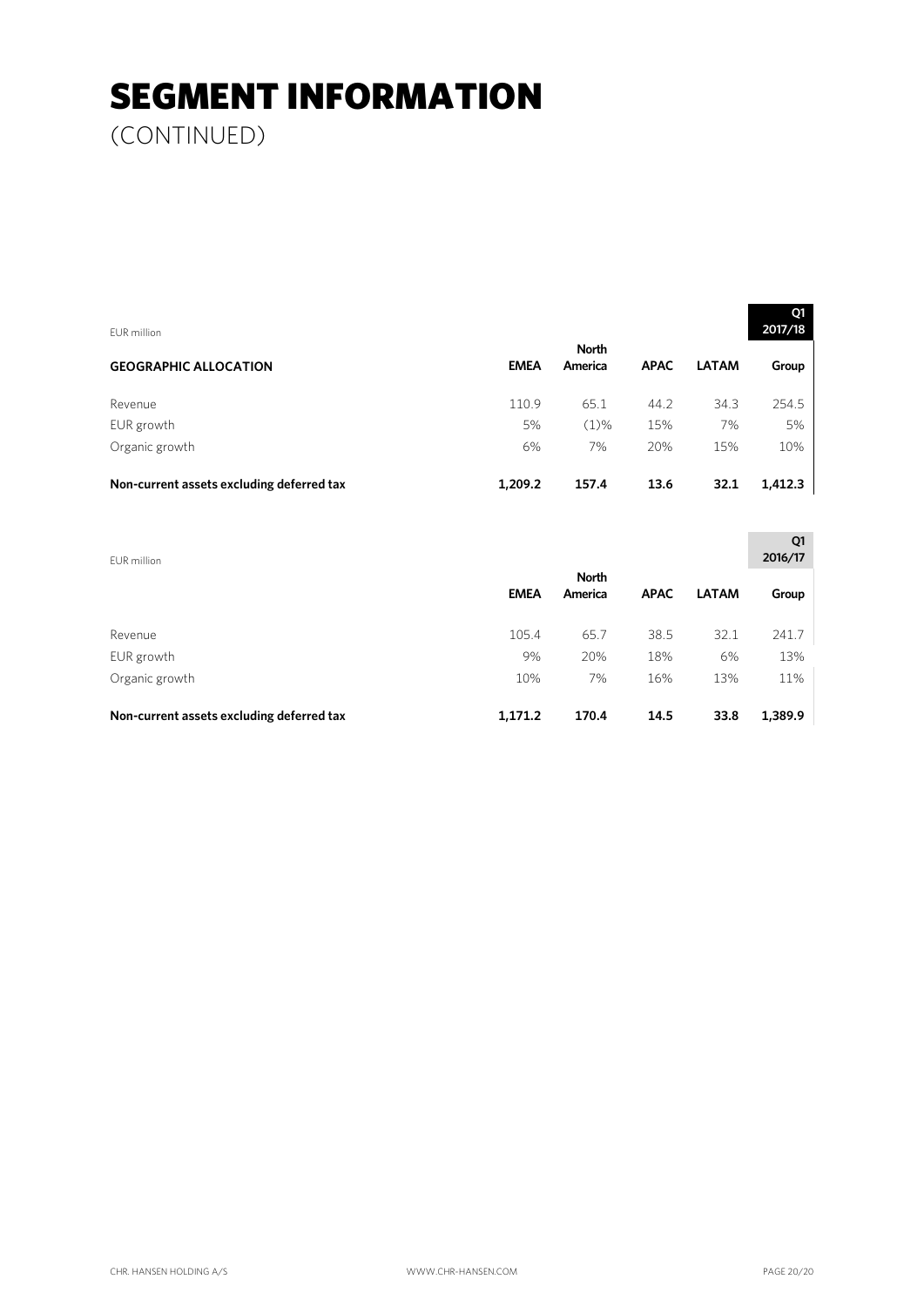# SEGMENT INFORMATION
(CONTINUED)

EUR million

| GEOGRAPHIC ALLOCATION | EMEA | North America | APAC | LATAM | Q1 2017/18 Group |
|---|---|---|---|---|---|
| Revenue | 110.9 | 65.1 | 44.2 | 34.3 | 254.5 |
| EUR growth | 5% | (1)% | 15% | 7% | 5% |
| Organic growth | 6% | 7% | 20% | 15% | 10% |
| **Non-current assets excluding deferred tax** | **1,209.2** | **157.4** | **13.6** | **32.1** | **1,412.3** |

EUR million

| | EMEA | North America | APAC | LATAM | Q1 2016/17 Group |
|---|---|---|---|---|---|
| Revenue | 105.4 | 65.7 | 38.5 | 32.1 | 241.7 |
| EUR growth | 9% | 20% | 18% | 6% | 13% |
| Organic growth | 10% | 7% | 16% | 13% | 11% |
| **Non-current assets excluding deferred tax** | **1,171.2** | **170.4** | **14.5** | **33.8** | **1,389.9** |